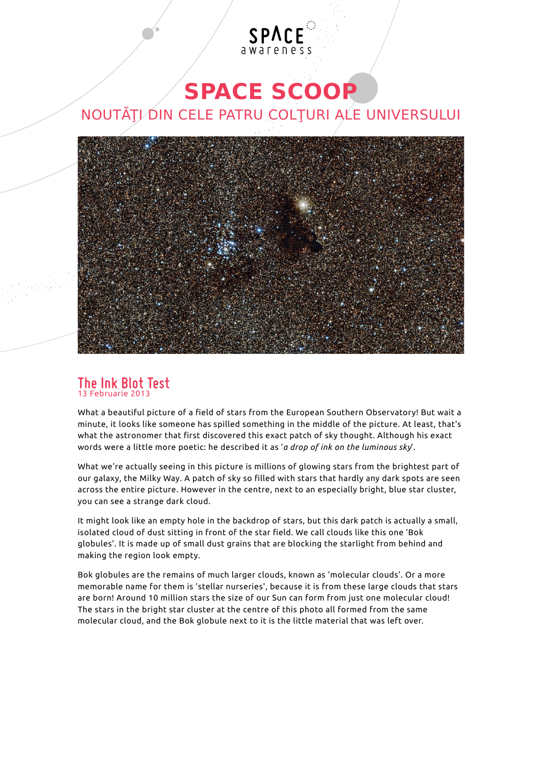SPACE awareness

# SPACE SCOOP

NOUTĂŢI DIN CELE PATRU COLŢURI ALE UNIVERSULUI

## The Ink Blot Test

13 Februarie 2013

What a beautiful picture of a field of stars from the European Southern Observatory! But wait a minute, it looks like someone has spilled something in the middle of the picture. At least, that's what the astronomer that first discovered this exact patch of sky thought. Although his exact words were a little more poetic: he described it as '*a drop of ink on the luminous sky*'.

What we're actually seeing in this picture is millions of glowing stars from the brightest part of our galaxy, the Milky Way. A patch of sky so filled with stars that hardly any dark spots are seen across the entire picture. However in the centre, next to an especially bright, blue star cluster, you can see a strange dark cloud.

It might look like an empty hole in the backdrop of stars, but this dark patch is actually a small, isolated cloud of dust sitting in front of the star field. We call clouds like this one 'Bok globules'. It is made up of small dust grains that are blocking the starlight from behind and making the region look empty.

Bok globules are the remains of much larger clouds, known as 'molecular clouds'. Or a more memorable name for them is 'stellar nurseries', because it is from these large clouds that stars are born! Around 10 million stars the size of our Sun can form from just one molecular cloud! The stars in the bright star cluster at the centre of this photo all formed from the same molecular cloud, and the Bok globule next to it is the little material that was left over.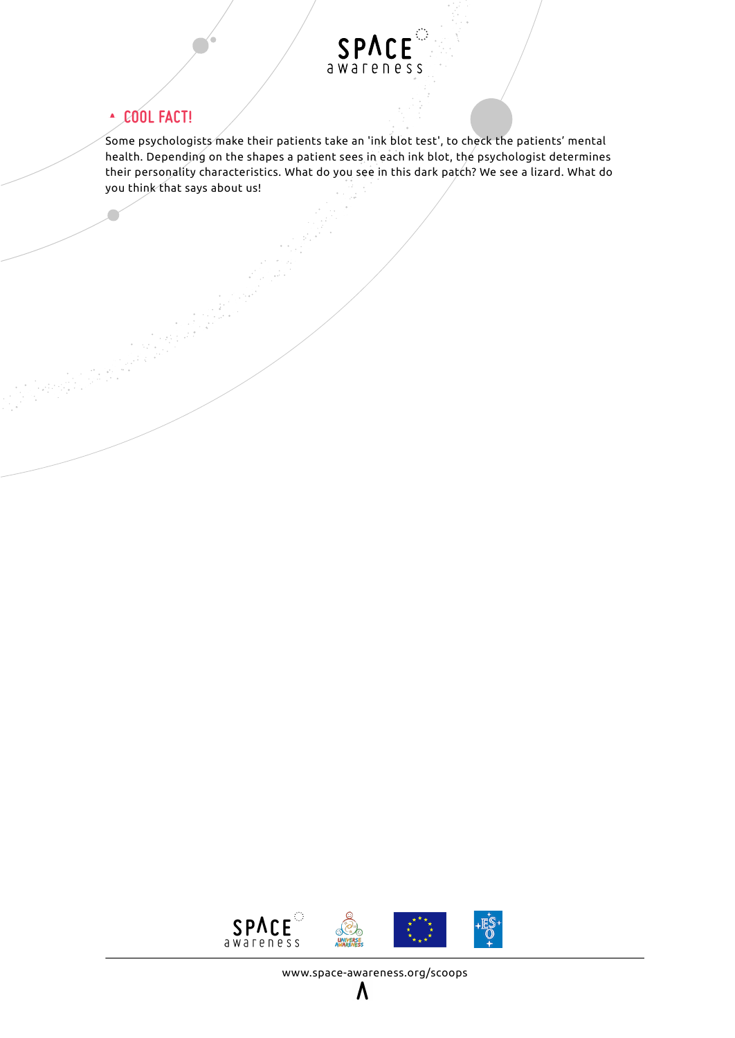## COOL FACT!

Some psychologists make their patients take an 'ink blot test', to check the patients' mental health. Depending on the shapes a patient sees in each ink blot, the psychologist determines their personality characteristics. What do you see in this dark patch? We see a lizard. What do you think that says about us!